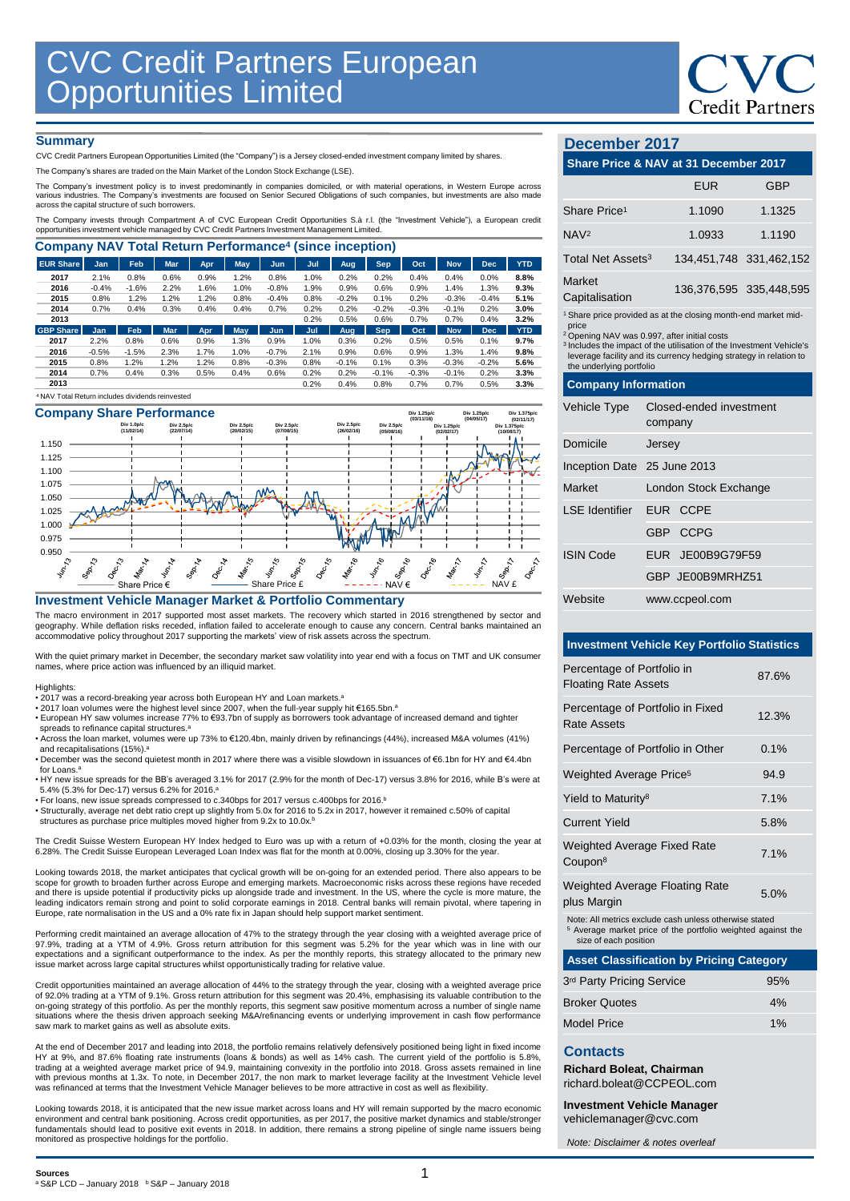# CVC Credit Partners European Opportunities Limited

## Summary

CVC Credit Partners European Opportunities Limited (the "Company") is a Jersey closed-ended investment company limited by shares.

The Company's shares are traded on the Main Market of the London Stock Exchange (LSE).

The Company's investment policy is to invest predominantly in companies domiciled, or with material operations, in Western Europe across various industries. The Company's investments are focused on Senior Secured Obligations of such companies, but investments are also made across the capital structure of such borrowers.

The Company invests through Compartment A of CVC European Credit Opportunities S.à r.l. (the "Investment Vehicle"), a European credit opportunities investment vehicle managed by CVC Credit Partners Investment Management Limited.

## Company NAV Total Return Performance[4] (since inception)

| EUR Share | Jan | Feb | Mar | Apr | May | Jun | Jul | Aug | Sep | Oct | Nov | Dec | YTD |
|---|---|---|---|---|---|---|---|---|---|---|---|---|---|
| 2017 | 2.1% | 0.8% | 0.6% | 0.9% | 1.2% | 0.8% | 1.0% | 0.2% | 0.2% | 0.4% | 0.4% | 0.0% | 8.8% |
| 2016 | -0.4% | -1.6% | 2.2% | 1.6% | 1.0% | -0.8% | 1.9% | 0.9% | 0.6% | 0.9% | 1.4% | 1.3% | 9.3% |
| 2015 | 0.8% | 1.2% | 1.2% | 1.2% | 0.8% | -0.4% | 0.8% | -0.2% | 0.1% | 0.2% | -0.3% | -0.4% | 5.1% |
| 2014 | 0.7% | 0.4% | 0.3% | 0.4% | 0.4% | 0.7% | 0.2% | 0.2% | -0.2% | -0.3% | -0.1% | 0.2% | 3.0% |
| 2013 | | | | | | | 0.2% | 0.5% | 0.6% | 0.7% | 0.7% | 0.4% | 3.2% |

| GBP Share | Jan | Feb | Mar | Apr | May | Jun | Jul | Aug | Sep | Oct | Nov | Dec | YTD |
|---|---|---|---|---|---|---|---|---|---|---|---|---|---|
| 2017 | 2.2% | 0.8% | 0.6% | 0.9% | 1.3% | 0.9% | 1.0% | 0.3% | 0.2% | 0.5% | 0.5% | 0.1% | 9.7% |
| 2016 | -0.5% | -1.5% | 2.3% | 1.7% | 1.0% | -0.7% | 2.1% | 0.9% | 0.6% | 0.9% | 1.3% | 1.4% | 9.8% |
| 2015 | 0.8% | 1.2% | 1.2% | 1.2% | 0.8% | -0.3% | 0.8% | -0.1% | 0.1% | 0.3% | -0.3% | -0.2% | 5.6% |
| 2014 | 0.7% | 0.4% | 0.3% | 0.5% | 0.4% | 0.6% | 0.2% | 0.2% | -0.1% | -0.3% | -0.1% | 0.2% | 3.3% |
| 2013 | | | | | | | 0.2% | 0.4% | 0.8% | 0.7% | 0.7% | 0.5% | 3.3% |

[4] NAV Total Return includes dividends reinvested

## Company Share Performance

Div 1.0p/c (11/02/14); Div 2.5p/c (22/07/14); Div 2.5p/c (20/02/15); Div 2.5p/c (07/08/15); Div 2.5p/c (26/02/16); Div 2.5p/c (05/08/16); Div 1.25p/c (03/11/16); Div 1.25p/c (02/02/17); Div 1.25p/c (04/05/17); Div 1.375p/c (10/08/17); Div 1.375p/c (02/11/17)

Share Price € — Share Price £ — NAV € — NAV £

## Investment Vehicle Manager Market & Portfolio Commentary

The macro environment in 2017 supported most asset markets. The recovery which started in 2016 strengthened by sector and geography. While deflation risks receded, inflation failed to accelerate enough to cause any concern. Central banks maintained an accommodative policy throughout 2017 supporting the markets' view of risk assets across the spectrum.

With the quiet primary market in December, the secondary market saw volatility into year end with a focus on TMT and UK consumer names, where price action was influenced by an illiquid market.

Highlights:

- 2017 was a record-breaking year across both European HY and Loan markets.[a]
- 2017 loan volumes were the highest level since 2007, when the full-year supply hit €165.5bn.[a]
- European HY saw volumes increase 77% to €93.7bn of supply as borrowers took advantage of increased demand and tighter spreads to refinance capital structures.[a]
- Across the loan market, volumes were up 73% to €120.4bn, mainly driven by refinancings (44%), increased M&A volumes (41%) and recapitalisations (15%).[a]
- December was the second quietest month in 2017 where there was a visible slowdown in issuances of €6.1bn for HY and €4.4bn for Loans.[a]
- HY new issue spreads for the BB's averaged 3.1% for 2017 (2.9% for the month of Dec-17) versus 3.8% for 2016, while B's were at 5.4% (5.3% for Dec-17) versus 6.2% for 2016.[a]
- For loans, new issue spreads compressed to c.340bps for 2017 versus c.400bps for 2016.[b]
- Structurally, average net debt ratio crept up slightly from 5.0x for 2016 to 5.2x in 2017, however it remained c.50% of capital structures as purchase price multiples moved higher from 9.2x to 10.0x.[b]

The Credit Suisse Western European HY Index hedged to Euro was up with a return of +0.03% for the month, closing the year at 6.28%. The Credit Suisse European Leveraged Loan Index was flat for the month at 0.00%, closing up 3.30% for the year.

Looking towards 2018, the market anticipates that cyclical growth will be on-going for an extended period. There also appears to be scope for growth to broaden further across Europe and emerging markets. Macroeconomic risks across these regions have receded and there is upside potential if productivity picks up alongside trade and investment. In the US, where the cycle is more mature, the leading indicators remain strong and point to solid corporate earnings in 2018. Central banks will remain pivotal, where tapering in Europe, rate normalisation in the US and a 0% rate fix in Japan should help support market sentiment.

Performing credit maintained an average allocation of 47% to the strategy through the year closing with a weighted average price of 97.9%, trading at a YTM of 4.9%. Gross return attribution for this segment was 5.2% for the year which was in line with our expectations and a significant outperformance to the index. As per the monthly reports, this strategy allocated to the primary new issue market across large capital structures whilst opportunistically trading for relative value.

Credit opportunities maintained an average allocation of 44% to the strategy through the year, closing with a weighted average price of 92.0% trading at a YTM of 9.1%. Gross return attribution for this segment was 20.4%, emphasising its valuable contribution to the on-going strategy of this portfolio. As per the monthly reports, this segment saw positive momentum across a number of single name situations where the thesis driven approach seeking M&A/refinancing events or underlying improvement in cash flow performance saw mark to market gains as well as absolute exits.

At the end of December 2017 and leading into 2018, the portfolio remains relatively defensively positioned being light in fixed income HY at 9%, and 87.6% floating rate instruments (loans & bonds) as well as 14% cash. The current yield of the portfolio is 5.8%, trading at a weighted average market price of 94.9, maintaining convexity in the portfolio into 2018. Gross assets remained in line with previous months at 1.3x. To note, in December 2017, the non mark to market leverage facility at the Investment Vehicle level was refinanced at terms that the Investment Vehicle Manager believes to be more attractive in cost as well as flexibility.

Looking towards 2018, it is anticipated that the new issue market across loans and HY will remain supported by the macro economic environment and central bank positioning. Across credit opportunities, as per 2017, the positive market dynamics and stable/stronger fundamentals should lead to positive exit events in 2018. In addition, there remains a strong pipeline of single name issuers being monitored as prospective holdings for the portfolio.

## December 2017

### Share Price & NAV at 31 December 2017

| | EUR | GBP |
|---|---|---|
| Share Price[1] | 1.1090 | 1.1325 |
| NAV[2] | 1.0933 | 1.1190 |
| Total Net Assets[3] | 134,451,748 | 331,462,152 |
| Market Capitalisation | 136,376,595 | 335,448,595 |

[1] Share price provided as at the closing month-end market mid-price
[2] Opening NAV was 0.997, after initial costs
[3] Includes the impact of the utilisation of the Investment Vehicle's leverage facility and its currency hedging strategy in relation to the underlying portfolio

### Company Information

| | |
|---|---|
| Vehicle Type | Closed-ended investment company |
| Domicile | Jersey |
| Inception Date | 25 June 2013 |
| Market | London Stock Exchange |
| LSE Identifier | EUR CCPE |
| | GBP CCPG |
| ISIN Code | EUR JE00B9G79F59 |
| | GBP JE00B9MRHZ51 |
| Website | www.ccpeol.com |

### Investment Vehicle Key Portfolio Statistics

| | |
|---|---|
| Percentage of Portfolio in Floating Rate Assets | 87.6% |
| Percentage of Portfolio in Fixed Rate Assets | 12.3% |
| Percentage of Portfolio in Other | 0.1% |
| Weighted Average Price[5] | 94.9 |
| Yield to Maturity[8] | 7.1% |
| Current Yield | 5.8% |
| Weighted Average Fixed Rate Coupon[8] | 7.1% |
| Weighted Average Floating Rate plus Margin | 5.0% |

Note: All metrics exclude cash unless otherwise stated
[5] Average market price of the portfolio weighted against the size of each position

### Asset Classification by Pricing Category

| | |
|---|---|
| 3rd Party Pricing Service | 95% |
| Broker Quotes | 4% |
| Model Price | 1% |

### Contacts

**Richard Boleat, Chairman**
richard.boleat@CCPEOL.com

**Investment Vehicle Manager**
vehiclemanager@cvc.com

*Note: Disclaimer & notes overleaf*

**Sources**
[a] S&P LCD – January 2018 [b] S&P – January 2018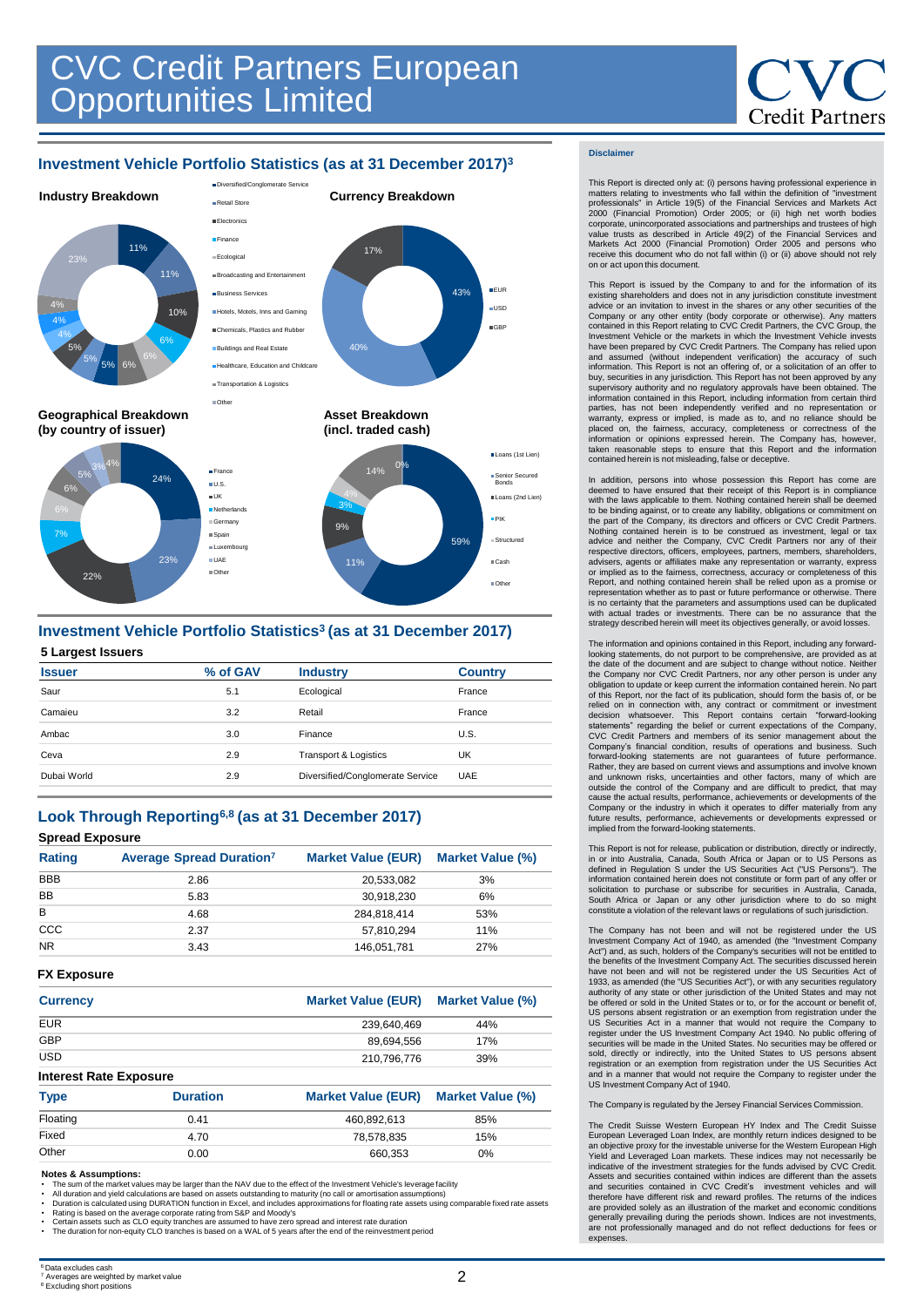# CVC Credit Partners European Opportunities Limited

CVC Credit Partners

## Investment Vehicle Portfolio Statistics (as at 31 December 2017)[3]

### Industry Breakdown

11%
11%
10%
6%
6%
6%
5%
5%
5%
4%
4%
4%
23%

Diversified/Conglomerate Service
Retail Store
Electronics
Finance
Ecological
Broadcasting and Entertainment
Business Services
Hotels, Motels, Inns and Gaming
Chemicals, Plastics and Rubber
Buildings and Real Estate
Healthcare, Education and Childcare
Transportation & Logistics
Other

### Currency Breakdown

43%
40%
17%

EUR
USD
GBP

### Geographical Breakdown (by country of issuer)

24%
23%
22%
7%
6%
6%
5%
3%
4%

France
U.S.
UK
Netherlands
Germany
Spain
Luxembourg
UAE
Other

### Asset Breakdown (incl. traded cash)

59%
11%
9%
3%
4%
14%
0%

Loans (1st Lien)
Senior Secured Bonds
Loans (2nd Lien)
PIK
Structured
Cash
Other

## Investment Vehicle Portfolio Statistics[3] (as at 31 December 2017)

### 5 Largest Issuers

| Issuer | % of GAV | Industry | Country |
|---|---|---|---|
| Saur | 5.1 | Ecological | France |
| Camaieu | 3.2 | Retail | France |
| Ambac | 3.0 | Finance | U.S. |
| Ceva | 2.9 | Transport & Logistics | UK |
| Dubai World | 2.9 | Diversified/Conglomerate Service | UAE |

## Look Through Reporting[6,8] (as at 31 December 2017)

### Spread Exposure

| Rating | Average Spread Duration[7] | Market Value (EUR) | Market Value (%) |
|---|---|---|---|
| BBB | 2.86 | 20,533,082 | 3% |
| BB | 5.83 | 30,918,230 | 6% |
| B | 4.68 | 284,818,414 | 53% |
| CCC | 2.37 | 57,810,294 | 11% |
| NR | 3.43 | 146,051,781 | 27% |

### FX Exposure

| Currency | Market Value (EUR) | Market Value (%) |
|---|---|---|
| EUR | 239,640,469 | 44% |
| GBP | 89,694,556 | 17% |
| USD | 210,796,776 | 39% |

### Interest Rate Exposure

| Type | Duration | Market Value (EUR) | Market Value (%) |
|---|---|---|---|
| Floating | 0.41 | 460,892,613 | 85% |
| Fixed | 4.70 | 78,578,835 | 15% |
| Other | 0.00 | 660,353 | 0% |

**Notes & Assumptions:**

- The sum of the market values may be larger than the NAV due to the effect of the Investment Vehicle's leverage facility
- All duration and yield calculations are based on assets outstanding to maturity (no call or amortisation assumptions)
- Duration is calculated using DURATION function in Excel, and includes approximations for floating rate assets using comparable fixed rate assets
- Rating is based on the average corporate rating from S&P and Moody's
- Certain assets such as CLO equity tranches are assumed to have zero spread and interest rate duration
- The duration for non-equity CLO tranches is based on a WAL of 5 years after the end of the reinvestment period

### Disclaimer

This Report is directed only at: (i) persons having professional experience in matters relating to investments who fall within the definition of "investment professionals" in Article 19(5) of the Financial Services and Markets Act 2000 (Financial Promotion) Order 2005; or (ii) high net worth bodies corporate, unincorporated associations and partnerships and trustees of high value trusts as described in Article 49(2) of the Financial Services and Markets Act 2000 (Financial Promotion) Order 2005 and persons who receive this document who do not fall within (i) or (ii) above should not rely on or act upon this document.

This Report is issued by the Company to and for the information of its existing shareholders and does not in any jurisdiction constitute investment advice or an invitation to invest in the shares or any other securities of the Company or any other entity (body corporate or otherwise). Any matters contained in this Report relating to CVC Credit Partners, the CVC Group, the Investment Vehicle or the markets in which the Investment Vehicle invests have been prepared by CVC Credit Partners. The Company has relied upon and assumed (without independent verification) the accuracy of such information. This Report is not an offering of, or a solicitation of an offer to buy, securities in any jurisdiction. This Report has not been approved by any supervisory authority and no regulatory approvals have been obtained. The information contained in this Report, including information from certain third parties, has not been independently verified and no representation or warranty, express or implied, is made as to, and no reliance should be placed on, the fairness, accuracy, completeness or correctness of the information or opinions expressed herein. The Company has, however, taken reasonable steps to ensure that this Report and the information contained herein is not misleading, false or deceptive.

In addition, persons into whose possession this Report has come are deemed to have ensured that their receipt of this Report is in compliance with the laws applicable to them. Nothing contained herein shall be deemed to be binding against, or to create any liability, obligations or commitment on the part of the Company, its directors and officers or CVC Credit Partners. Nothing contained herein is to be construed as investment, legal or tax advice and neither the Company, CVC Credit Partners nor any of their respective directors, officers, employees, partners, members, shareholders, advisers, agents or affiliates make any representation or warranty, express or implied as to the fairness, correctness, accuracy or completeness of this Report, and nothing contained herein shall be relied upon as a promise or representation whether as to past or future performance or otherwise. There is no certainty that the parameters and assumptions used can be duplicated with actual trades or investments. There can be no assurance that the strategy described herein will meet its objectives generally, or avoid losses.

The information and opinions contained in this Report, including any forward-looking statements, do not purport to be comprehensive, are provided as at the date of the document and are subject to change without notice. Neither the Company nor CVC Credit Partners, nor any other person is under any obligation to update or keep current the information contained herein. No part of this Report, nor the fact of its publication, should form the basis of, or be relied on in connection with, any contract or commitment or investment decision whatsoever. This Report contains certain "forward-looking statements" regarding the belief or current expectations of the Company, CVC Credit Partners and members of its senior management about the Company's financial condition, results of operations and business. Such forward-looking statements are not guarantees of future performance. Rather, they are based on current views and assumptions and involve known and unknown risks, uncertainties and other factors, many of which are outside the control of the Company and are difficult to predict, that may cause the actual results, performance, achievements or developments of the Company or the industry in which it operates to differ materially from any future results, performance, achievements or developments expressed or implied from the forward-looking statements.

This Report is not for release, publication or distribution, directly or indirectly, in or into Australia, Canada, South Africa or Japan or to US Persons as defined in Regulation S under the US Securities Act ("US Persons"). The information contained herein does not constitute or form part of any offer or solicitation to purchase or subscribe for securities in Australia, Canada, South Africa or Japan or any other jurisdiction where to do so might constitute a violation of the relevant laws or regulations of such jurisdiction.

The Company has not been and will not be registered under the US Investment Company Act of 1940, as amended (the "Investment Company Act") and, as such, holders of the Company's securities will not be entitled to the benefits of the Investment Company Act. The securities discussed herein have not been and will not be registered under the US Securities Act of 1933, as amended (the "US Securities Act"), or with any securities regulatory authority of any state or other jurisdiction of the United States and may not be offered or sold in the United States or to, or for the account or benefit of, US persons absent registration or an exemption from registration under the US Securities Act in a manner that would not require the Company to register under the US Investment Company Act 1940. No public offering of securities will be made in the United States. No securities may be offered or sold, directly or indirectly, into the United States to US persons absent registration or an exemption from registration under the US Securities Act and in a manner that would not require the Company to register under the US Investment Company Act of 1940.

The Company is regulated by the Jersey Financial Services Commission.

The Credit Suisse Western European HY Index and The Credit Suisse European Leveraged Loan Index, are monthly return indices designed to be an objective proxy for the investable universe for the Western European High Yield and Leveraged Loan markets. These indices may not necessarily be indicative of the investment strategies for the funds advised by CVC Credit. Assets and securities contained within indices are different than the assets and securities contained in CVC Credit's investment vehicles and will therefore have different risk and reward profiles. The returns of the indices are provided solely as an illustration of the market and economic conditions generally prevailing during the periods shown. Indices are not investments, are not professionally managed and do not reflect deductions for fees or expenses.

[6] Data excludes cash
[7] Averages are weighted by market value
[8] Excluding short positions